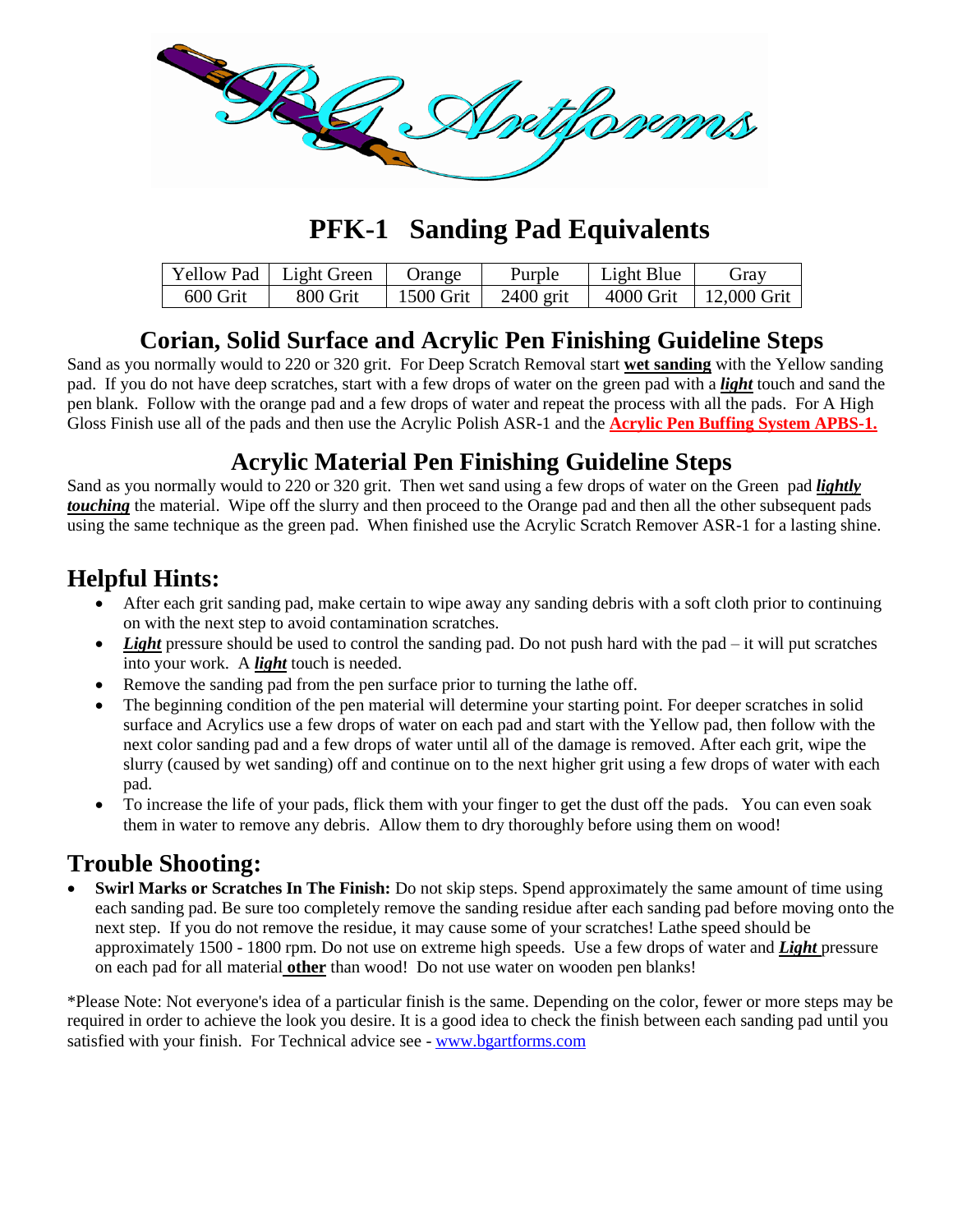# PFK-1 Sanding Pad Equivalents

| Yellow Pad | Light Green | Orange | Purple | Light Blue | Gray |
|---|---|---|---|---|---|
| 600 Grit | 800 Grit | 1500 Grit | 2400 grit | 4000 Grit | 12,000 Grit |

## Corian, Solid Surface and Acrylic Pen Finishing Guideline Steps

Sand as you normally would to 220 or 320 grit. For Deep Scratch Removal start **wet sanding** with the Yellow sanding pad. If you do not have deep scratches, start with a few drops of water on the green pad with a ***light*** touch and sand the pen blank. Follow with the orange pad and a few drops of water and repeat the process with all the pads. For A High Gloss Finish use all of the pads and then use the Acrylic Polish ASR-1 and the **Acrylic Pen Buffing System APBS-1.**

## Acrylic Material Pen Finishing Guideline Steps

Sand as you normally would to 220 or 320 grit. Then wet sand using a few drops of water on the Green pad ***lightly touching*** the material. Wipe off the slurry and then proceed to the Orange pad and then all the other subsequent pads using the same technique as the green pad. When finished use the Acrylic Scratch Remover ASR-1 for a lasting shine.

## Helpful Hints:

- After each grit sanding pad, make certain to wipe away any sanding debris with a soft cloth prior to continuing on with the next step to avoid contamination scratches.
- ***Light*** pressure should be used to control the sanding pad. Do not push hard with the pad – it will put scratches into your work. A ***light*** touch is needed.
- Remove the sanding pad from the pen surface prior to turning the lathe off.
- The beginning condition of the pen material will determine your starting point. For deeper scratches in solid surface and Acrylics use a few drops of water on each pad and start with the Yellow pad, then follow with the next color sanding pad and a few drops of water until all of the damage is removed. After each grit, wipe the slurry (caused by wet sanding) off and continue on to the next higher grit using a few drops of water with each pad.
- To increase the life of your pads, flick them with your finger to get the dust off the pads. You can even soak them in water to remove any debris. Allow them to dry thoroughly before using them on wood!

## Trouble Shooting:

- **Swirl Marks or Scratches In The Finish:** Do not skip steps. Spend approximately the same amount of time using each sanding pad. Be sure too completely remove the sanding residue after each sanding pad before moving onto the next step. If you do not remove the residue, it may cause some of your scratches! Lathe speed should be approximately 1500 - 1800 rpm. Do not use on extreme high speeds. Use a few drops of water and ***Light*** pressure on each pad for all material **other** than wood! Do not use water on wooden pen blanks!

*Please Note: Not everyone's idea of a particular finish is the same. Depending on the color, fewer or more steps may be required in order to achieve the look you desire. It is a good idea to check the finish between each sanding pad until you satisfied with your finish. For Technical advice see - www.bgartforms.com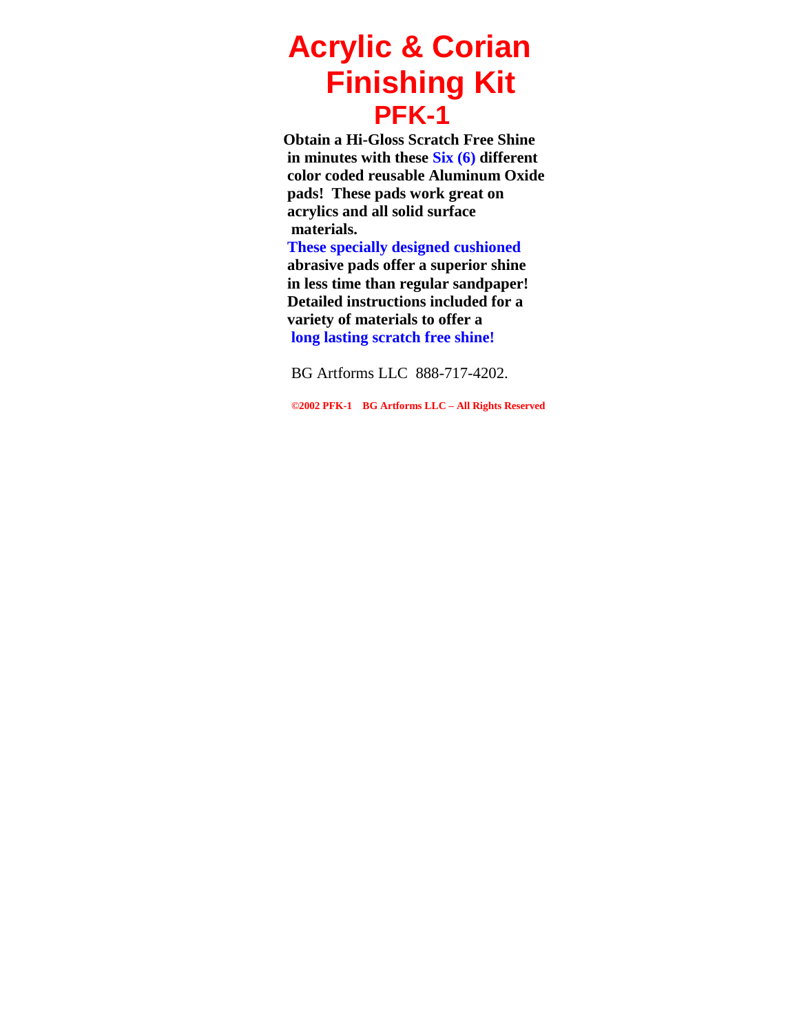# Acrylic & Corian Finishing Kit

## PFK-1

**Obtain a Hi-Gloss Scratch Free Shine in minutes with these Six (6) different color coded reusable Aluminum Oxide pads! These pads work great on acrylics and all solid surface materials.**

**These specially designed cushioned abrasive pads offer a superior shine in less time than regular sandpaper! Detailed instructions included for a variety of materials to offer a long lasting scratch free shine!**

BG Artforms LLC 888-717-4202.

**©2002 PFK-1 BG Artforms LLC – All Rights Reserved**